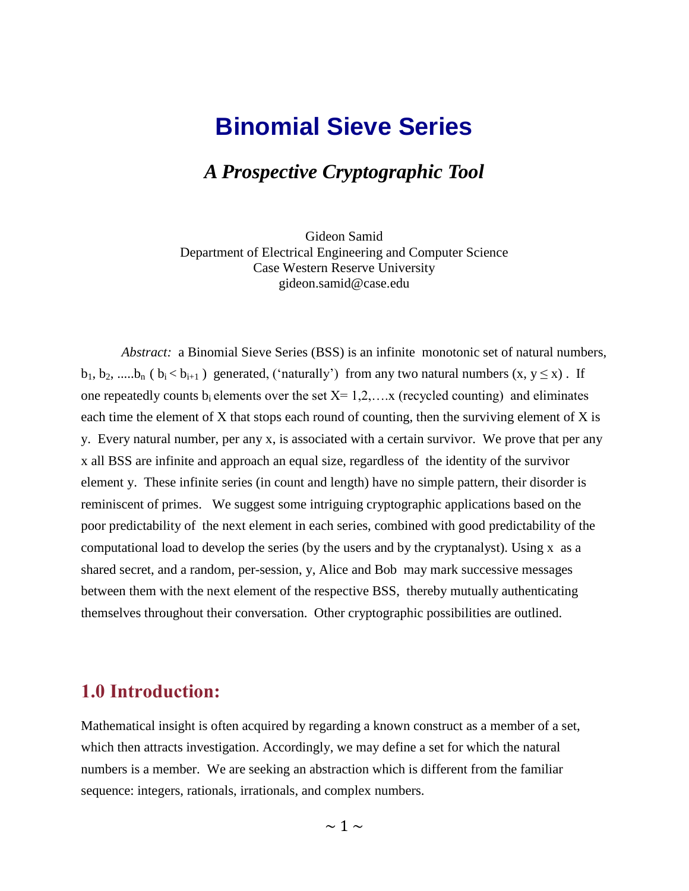# Binomial Sieve Series

## *A Prospective Cryptographic Tool*

Gideon Samid
Department of Electrical Engineering and Computer Science
Case Western Reserve University
gideon.samid@case.edu

*Abstract:* a Binomial Sieve Series (BSS) is an infinite monotonic set of natural numbers, $b_1$, $b_2$, .....$b_n$ ( $b_i < b_{i+1}$ ) generated, ('naturally') from any two natural numbers (x, $y \leq x$) . If one repeatedly counts $b_i$ elements over the set X= 1,2,….x (recycled counting) and eliminates each time the element of X that stops each round of counting, then the surviving element of X is y. Every natural number, per any x, is associated with a certain survivor. We prove that per any x all BSS are infinite and approach an equal size, regardless of the identity of the survivor element y. These infinite series (in count and length) have no simple pattern, their disorder is reminiscent of primes. We suggest some intriguing cryptographic applications based on the poor predictability of the next element in each series, combined with good predictability of the computational load to develop the series (by the users and by the cryptanalyst). Using x as a shared secret, and a random, per-session, y, Alice and Bob may mark successive messages between them with the next element of the respective BSS, thereby mutually authenticating themselves throughout their conversation. Other cryptographic possibilities are outlined.

## 1.0 Introduction:

Mathematical insight is often acquired by regarding a known construct as a member of a set, which then attracts investigation. Accordingly, we may define a set for which the natural numbers is a member. We are seeking an abstraction which is different from the familiar sequence: integers, rationals, irrationals, and complex numbers.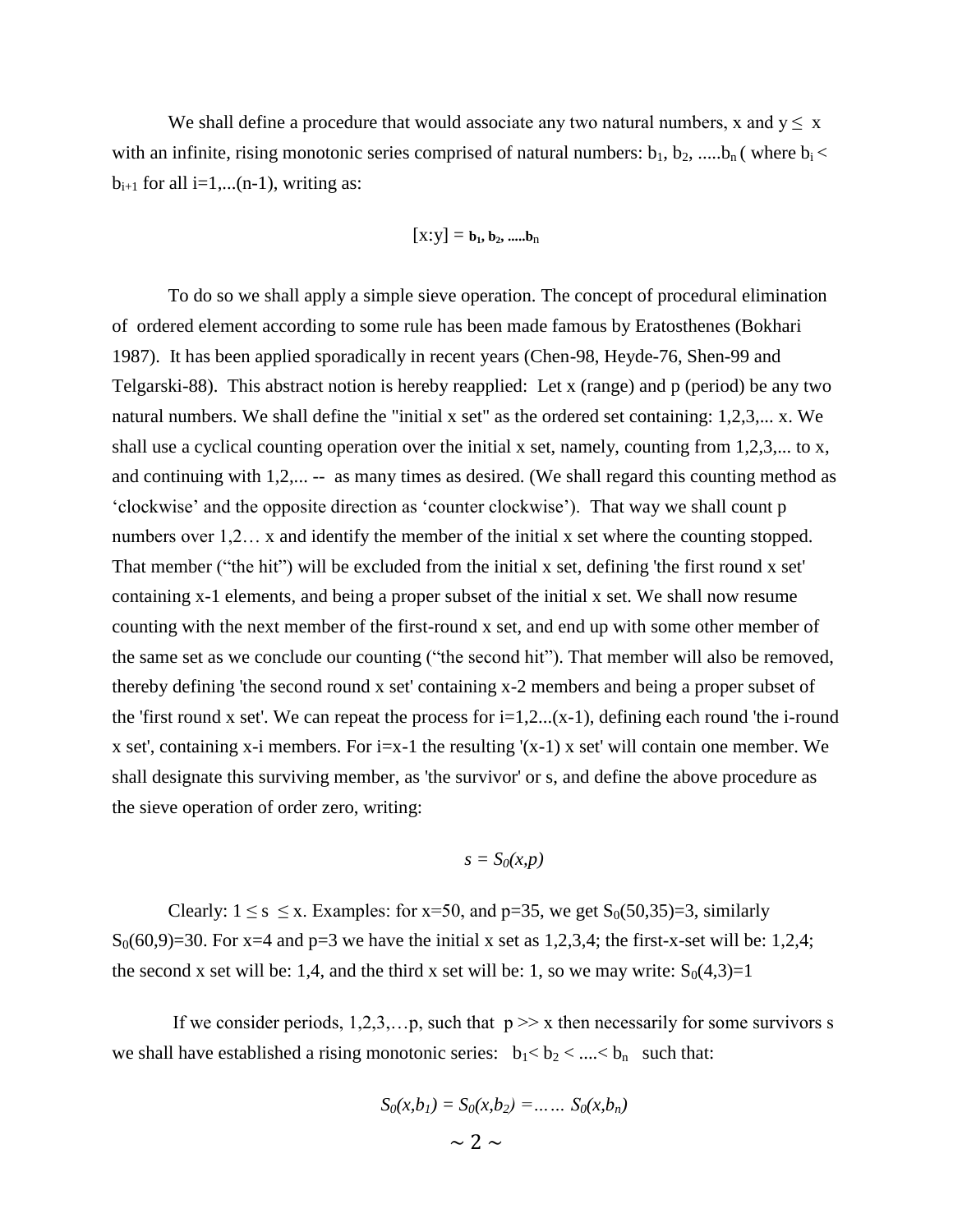We shall define a procedure that would associate any two natural numbers, x and $y \leq x$ with an infinite, rising monotonic series comprised of natural numbers: $b_1, b_2, .....b_n$ ( where $b_i < b_{i+1}$ for all i=1,...(n-1), writing as:

$$[x:y] = b_1, b_2, .....b_n$$

To do so we shall apply a simple sieve operation. The concept of procedural elimination of ordered element according to some rule has been made famous by Eratosthenes (Bokhari 1987). It has been applied sporadically in recent years (Chen-98, Heyde-76, Shen-99 and Telgarski-88). This abstract notion is hereby reapplied: Let x (range) and p (period) be any two natural numbers. We shall define the "initial x set" as the ordered set containing: 1,2,3,... x. We shall use a cyclical counting operation over the initial x set, namely, counting from 1,2,3,... to x, and continuing with 1,2,... -- as many times as desired. (We shall regard this counting method as 'clockwise' and the opposite direction as 'counter clockwise'). That way we shall count p numbers over 1,2… x and identify the member of the initial x set where the counting stopped. That member ("the hit") will be excluded from the initial x set, defining 'the first round x set' containing x-1 elements, and being a proper subset of the initial x set. We shall now resume counting with the next member of the first-round x set, and end up with some other member of the same set as we conclude our counting ("the second hit"). That member will also be removed, thereby defining 'the second round x set' containing x-2 members and being a proper subset of the 'first round x set'. We can repeat the process for i=1,2...(x-1), defining each round 'the i-round x set', containing x-i members. For i=x-1 the resulting '(x-1) x set' will contain one member. We shall designate this surviving member, as 'the survivor' or s, and define the above procedure as the sieve operation of order zero, writing:

$$s = S_0(x,p)$$

Clearly: $1 \leq s \leq x$. Examples: for x=50, and p=35, we get $S_0(50,35)=3$, similarly $S_0(60,9)=30$. For x=4 and p=3 we have the initial x set as 1,2,3,4; the first-x-set will be: 1,2,4; the second x set will be: 1,4, and the third x set will be: 1, so we may write: $S_0(4,3)=1$

If we consider periods, 1,2,3,…p, such that $p >> x$ then necessarily for some survivors s we shall have established a rising monotonic series: $b_1 < b_2 < .... < b_n$ such that:

$$S_0(x,b_1) = S_0(x,b_2) = …… S_0(x,b_n)$$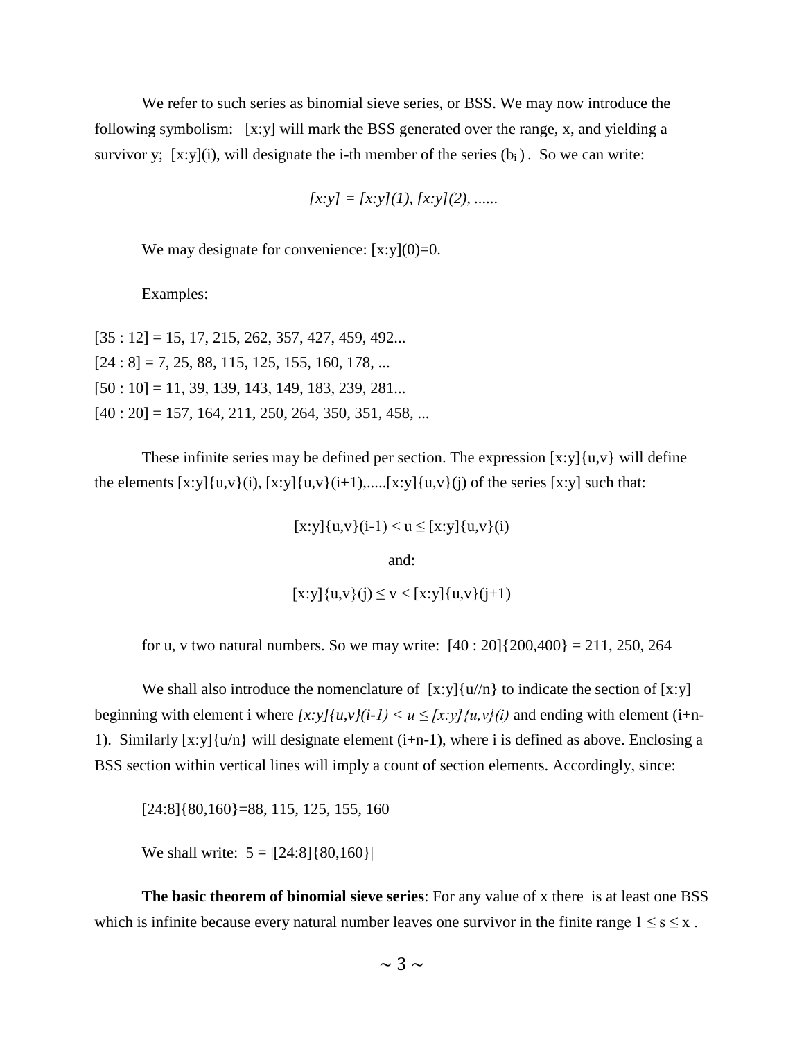We refer to such series as binomial sieve series, or BSS. We may now introduce the following symbolism: [x:y] will mark the BSS generated over the range, x, and yielding a survivor y; [x:y](i), will designate the i-th member of the series ($b_i$). So we can write:

$$[x:y] = [x:y](1), [x:y](2), ......$$

We may designate for convenience: [x:y](0)=0.

Examples:

[35 : 12] = 15, 17, 215, 262, 357, 427, 459, 492...
[24 : 8] = 7, 25, 88, 115, 125, 155, 160, 178, ...
[50 : 10] = 11, 39, 139, 143, 149, 183, 239, 281...
[40 : 20] = 157, 164, 211, 250, 264, 350, 351, 458, ...

These infinite series may be defined per section. The expression [x:y]{u,v} will define the elements [x:y]{u,v}(i), [x:y]{u,v}(i+1),.....[x:y]{u,v}(j) of the series [x:y] such that:

$$[x:y]\{u,v\}(i-1) < u \leq [x:y]\{u,v\}(i)$$

and:

$$[x:y]\{u,v\}(j) \leq v < [x:y]\{u,v\}(j+1)$$

for u, v two natural numbers. So we may write: [40 : 20]{200,400} = 211, 250, 264

We shall also introduce the nomenclature of [x:y]{u//n} to indicate the section of [x:y] beginning with element i where *[x:y]{u,v}(i-1) < u ≤ [x:y]{u,v}(i)* and ending with element (i+n-1). Similarly [x:y]{u/n} will designate element (i+n-1), where i is defined as above. Enclosing a BSS section within vertical lines will imply a count of section elements. Accordingly, since:

[24:8]{80,160}=88, 115, 125, 155, 160

We shall write: 5 = |[24:8]{80,160}|

**The basic theorem of binomial sieve series**: For any value of x there is at least one BSS which is infinite because every natural number leaves one survivor in the finite range $1 \leq s \leq x$.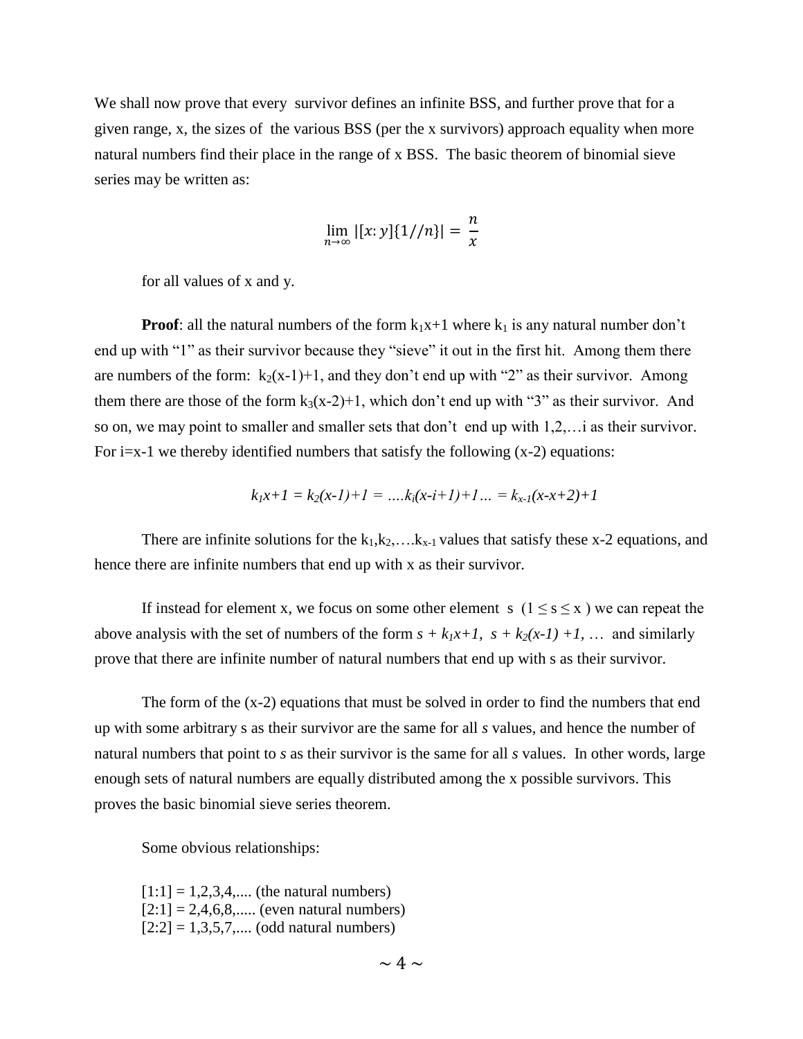We shall now prove that every survivor defines an infinite BSS, and further prove that for a given range, x, the sizes of the various BSS (per the x survivors) approach equality when more natural numbers find their place in the range of x BSS. The basic theorem of binomial sieve series may be written as:

$$\lim_{n \to \infty} |[x:y]\{1//n\}| = \frac{n}{x}$$

for all values of x and y.

**Proof**: all the natural numbers of the form $k_1x+1$ where $k_1$ is any natural number don't end up with "1" as their survivor because they "sieve" it out in the first hit. Among them there are numbers of the form: $k_2(x-1)+1$, and they don't end up with "2" as their survivor. Among them there are those of the form $k_3(x-2)+1$, which don't end up with "3" as their survivor. And so on, we may point to smaller and smaller sets that don't end up with 1,2,…i as their survivor. For i=x-1 we thereby identified numbers that satisfy the following (x-2) equations:

$$k_1x+1 = k_2(x-1)+1 = \ldots.k_i(x-i+1)+1\ldots = k_{x-1}(x-x+2)+1$$

There are infinite solutions for the $k_1,k_2,\ldots.k_{x-1}$ values that satisfy these x-2 equations, and hence there are infinite numbers that end up with x as their survivor.

If instead for element x, we focus on some other element s $(1 \leq s \leq x)$ we can repeat the above analysis with the set of numbers of the form $s + k_1x+1$, $s + k_2(x-1) +1$, … and similarly prove that there are infinite number of natural numbers that end up with s as their survivor.

The form of the (x-2) equations that must be solved in order to find the numbers that end up with some arbitrary s as their survivor are the same for all *s* values, and hence the number of natural numbers that point to *s* as their survivor is the same for all *s* values. In other words, large enough sets of natural numbers are equally distributed among the x possible survivors. This proves the basic binomial sieve series theorem.

Some obvious relationships:

[1:1] = 1,2,3,4,.... (the natural numbers)
[2:1] = 2,4,6,8,..... (even natural numbers)
[2:2] = 1,3,5,7,.... (odd natural numbers)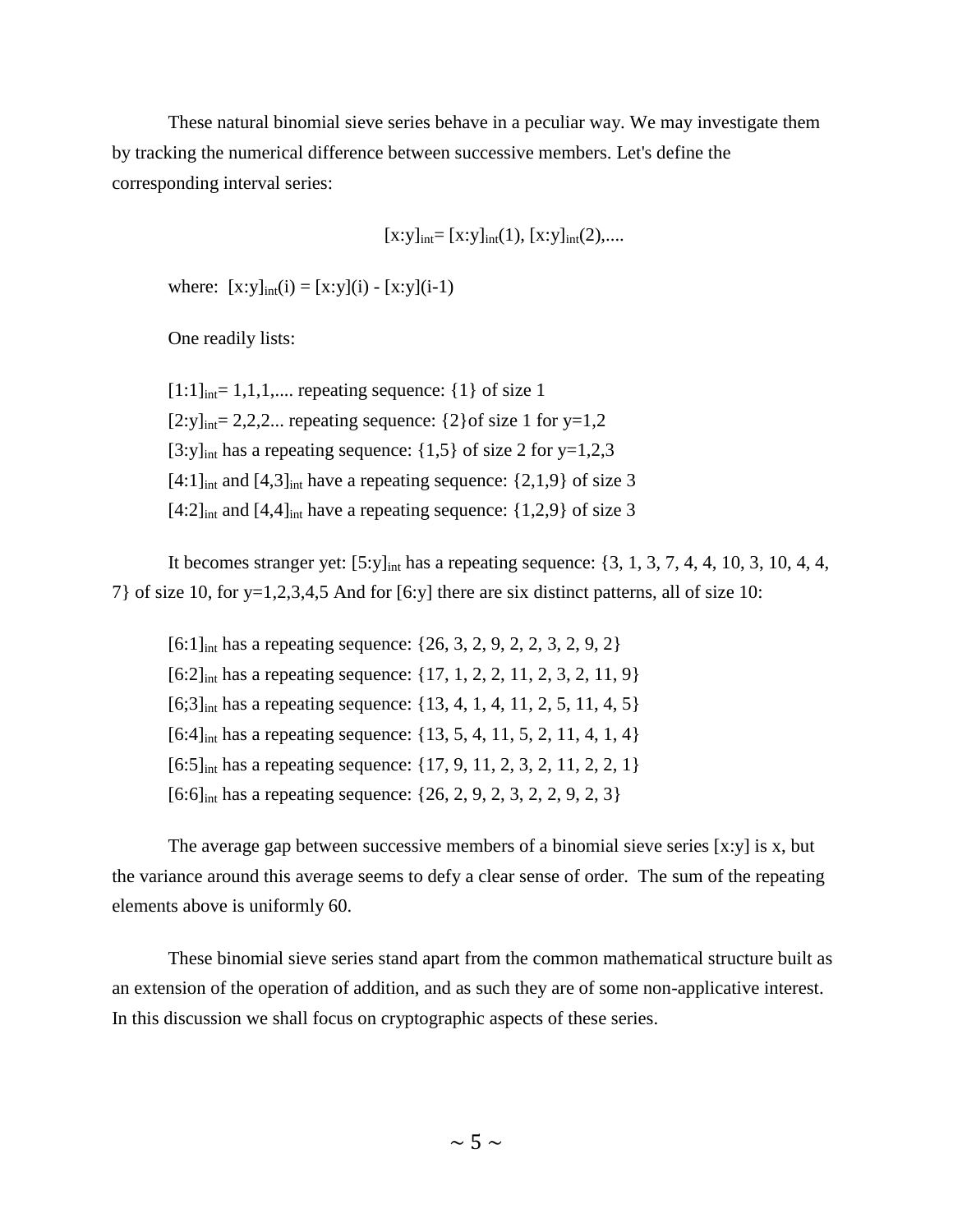These natural binomial sieve series behave in a peculiar way. We may investigate them by tracking the numerical difference between successive members. Let's define the corresponding interval series:

$$[x:y]_{int} = [x:y]_{int}(1), [x:y]_{int}(2), ....$$

where: $[x:y]_{int}(i) = [x:y](i) - [x:y](i-1)$

One readily lists:

$[1:1]_{int}$= 1,1,1,.... repeating sequence: {1} of size 1
$[2:y]_{int}$= 2,2,2... repeating sequence: {2}of size 1 for y=1,2
$[3:y]_{int}$ has a repeating sequence: {1,5} of size 2 for y=1,2,3
$[4:1]_{int}$ and $[4,3]_{int}$ have a repeating sequence: {2,1,9} of size 3
$[4:2]_{int}$ and $[4,4]_{int}$ have a repeating sequence: {1,2,9} of size 3

It becomes stranger yet: $[5:y]_{int}$ has a repeating sequence: {3, 1, 3, 7, 4, 4, 10, 3, 10, 4, 4, 7} of size 10, for y=1,2,3,4,5 And for [6:y] there are six distinct patterns, all of size 10:

$[6:1]_{int}$ has a repeating sequence: {26, 3, 2, 9, 2, 2, 3, 2, 9, 2}
$[6:2]_{int}$ has a repeating sequence: {17, 1, 2, 2, 11, 2, 3, 2, 11, 9}
$[6;3]_{int}$ has a repeating sequence: {13, 4, 1, 4, 11, 2, 5, 11, 4, 5}
$[6:4]_{int}$ has a repeating sequence: {13, 5, 4, 11, 5, 2, 11, 4, 1, 4}
$[6:5]_{int}$ has a repeating sequence: {17, 9, 11, 2, 3, 2, 11, 2, 2, 1}
$[6:6]_{int}$ has a repeating sequence: {26, 2, 9, 2, 3, 2, 2, 9, 2, 3}

The average gap between successive members of a binomial sieve series [x:y] is x, but the variance around this average seems to defy a clear sense of order. The sum of the repeating elements above is uniformly 60.

These binomial sieve series stand apart from the common mathematical structure built as an extension of the operation of addition, and as such they are of some non-applicative interest. In this discussion we shall focus on cryptographic aspects of these series.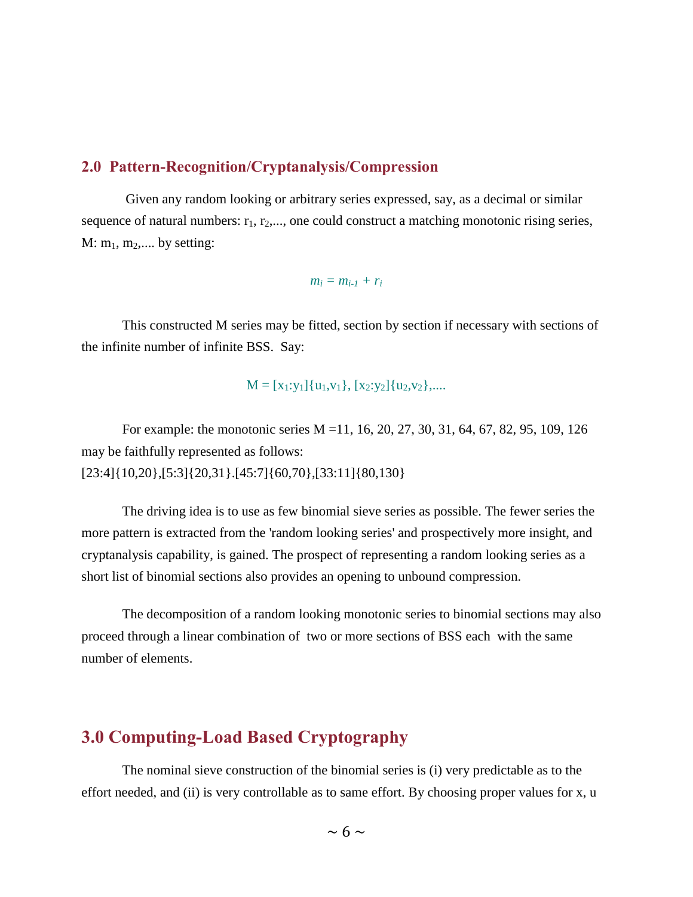## 2.0 Pattern-Recognition/Cryptanalysis/Compression

Given any random looking or arbitrary series expressed, say, as a decimal or similar sequence of natural numbers: $r_1$, $r_2$,..., one could construct a matching monotonic rising series, M: $m_1$, $m_2$,.... by setting:

$$m_i = m_{i-1} + r_i$$

This constructed M series may be fitted, section by section if necessary with sections of the infinite number of infinite BSS. Say:

$$M = [x_1:y_1]\{u_1,v_1\}, [x_2:y_2]\{u_2,v_2\},....$$

For example: the monotonic series M =11, 16, 20, 27, 30, 31, 64, 67, 82, 95, 109, 126 may be faithfully represented as follows:
[23:4]{10,20},[5:3]{20,31}.[45:7]{60,70},[33:11]{80,130}

The driving idea is to use as few binomial sieve series as possible. The fewer series the more pattern is extracted from the 'random looking series' and prospectively more insight, and cryptanalysis capability, is gained. The prospect of representing a random looking series as a short list of binomial sections also provides an opening to unbound compression.

The decomposition of a random looking monotonic series to binomial sections may also proceed through a linear combination of two or more sections of BSS each with the same number of elements.

## 3.0 Computing-Load Based Cryptography

The nominal sieve construction of the binomial series is (i) very predictable as to the effort needed, and (ii) is very controllable as to same effort. By choosing proper values for x, u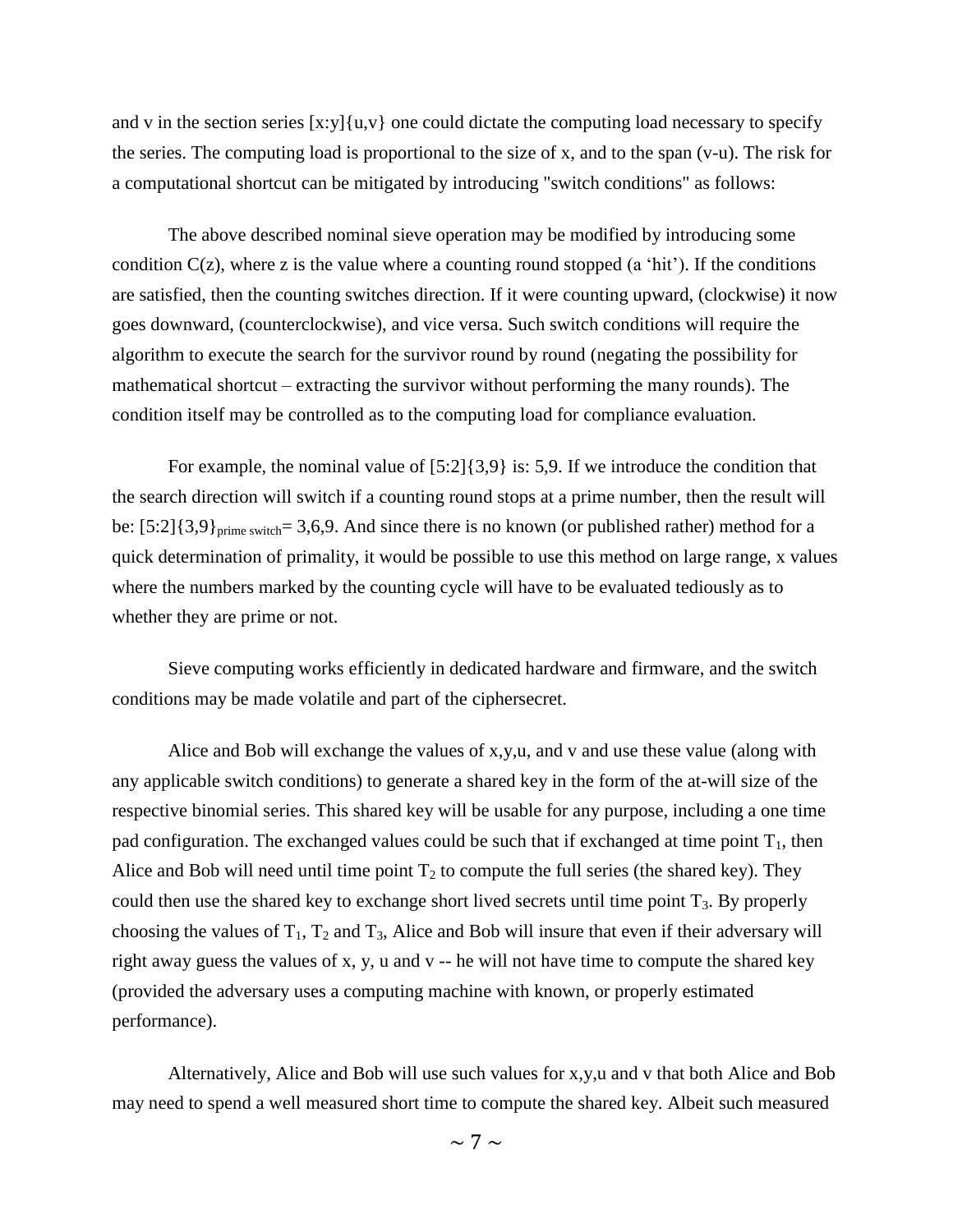and v in the section series [x:y]{u,v} one could dictate the computing load necessary to specify the series. The computing load is proportional to the size of x, and to the span (v-u). The risk for a computational shortcut can be mitigated by introducing "switch conditions" as follows:

The above described nominal sieve operation may be modified by introducing some condition C(z), where z is the value where a counting round stopped (a 'hit'). If the conditions are satisfied, then the counting switches direction. If it were counting upward, (clockwise) it now goes downward, (counterclockwise), and vice versa. Such switch conditions will require the algorithm to execute the search for the survivor round by round (negating the possibility for mathematical shortcut – extracting the survivor without performing the many rounds). The condition itself may be controlled as to the computing load for compliance evaluation.

For example, the nominal value of [5:2]{3,9} is: 5,9. If we introduce the condition that the search direction will switch if a counting round stops at a prime number, then the result will be: $[5:2]\{3,9\}_{\text{prime switch}}$= 3,6,9. And since there is no known (or published rather) method for a quick determination of primality, it would be possible to use this method on large range, x values where the numbers marked by the counting cycle will have to be evaluated tediously as to whether they are prime or not.

Sieve computing works efficiently in dedicated hardware and firmware, and the switch conditions may be made volatile and part of the ciphersecret.

Alice and Bob will exchange the values of x,y,u, and v and use these value (along with any applicable switch conditions) to generate a shared key in the form of the at-will size of the respective binomial series. This shared key will be usable for any purpose, including a one time pad configuration. The exchanged values could be such that if exchanged at time point $T_1$, then Alice and Bob will need until time point $T_2$ to compute the full series (the shared key). They could then use the shared key to exchange short lived secrets until time point $T_3$. By properly choosing the values of $T_1$, $T_2$ and $T_3$, Alice and Bob will insure that even if their adversary will right away guess the values of x, y, u and v -- he will not have time to compute the shared key (provided the adversary uses a computing machine with known, or properly estimated performance).

Alternatively, Alice and Bob will use such values for x,y,u and v that both Alice and Bob may need to spend a well measured short time to compute the shared key. Albeit such measured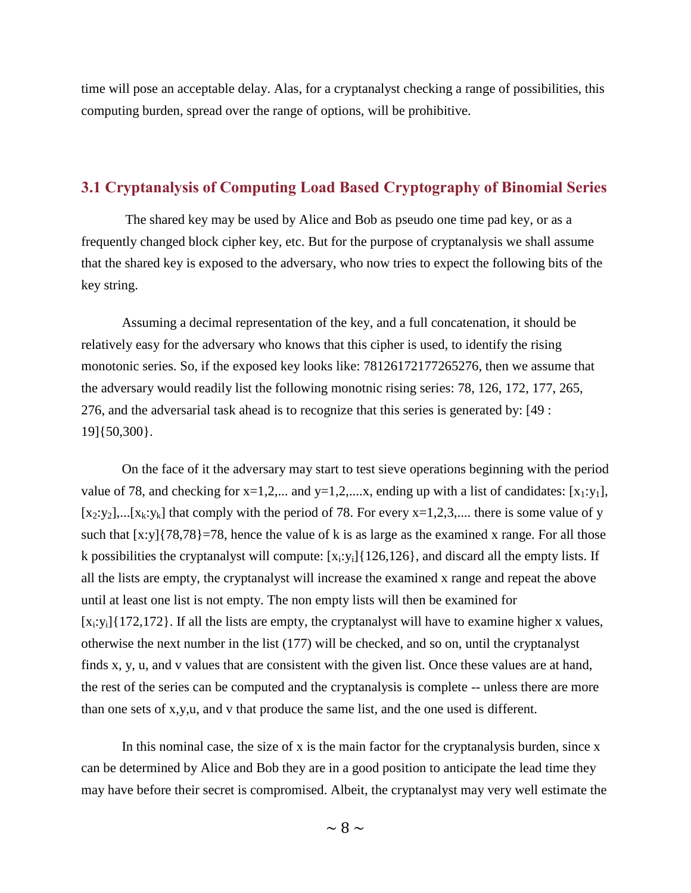time will pose an acceptable delay. Alas, for a cryptanalyst checking a range of possibilities, this computing burden, spread over the range of options, will be prohibitive.

## 3.1 Cryptanalysis of Computing Load Based Cryptography of Binomial Series

The shared key may be used by Alice and Bob as pseudo one time pad key, or as a frequently changed block cipher key, etc. But for the purpose of cryptanalysis we shall assume that the shared key is exposed to the adversary, who now tries to expect the following bits of the key string.

Assuming a decimal representation of the key, and a full concatenation, it should be relatively easy for the adversary who knows that this cipher is used, to identify the rising monotonic series. So, if the exposed key looks like: 78126172177265276, then we assume that the adversary would readily list the following monotnic rising series: 78, 126, 172, 177, 265, 276, and the adversarial task ahead is to recognize that this series is generated by: [49 : 19]{50,300}.

On the face of it the adversary may start to test sieve operations beginning with the period value of 78, and checking for x=1,2,... and y=1,2,....x, ending up with a list of candidates: $[x_1:y_1]$, $[x_2:y_2]$,...$[x_k:y_k]$ that comply with the period of 78. For every x=1,2,3,.... there is some value of y such that [x:y]{78,78}=78, hence the value of k is as large as the examined x range. For all those k possibilities the cryptanalyst will compute: $[x_i:y_i]$\{126,126\}, and discard all the empty lists. If all the lists are empty, the cryptanalyst will increase the examined x range and repeat the above until at least one list is not empty. The non empty lists will then be examined for $[x_i:y_i]$\{172,172\}. If all the lists are empty, the cryptanalyst will have to examine higher x values, otherwise the next number in the list (177) will be checked, and so on, until the cryptanalyst finds x, y, u, and v values that are consistent with the given list. Once these values are at hand, the rest of the series can be computed and the cryptanalysis is complete -- unless there are more than one sets of x,y,u, and v that produce the same list, and the one used is different.

In this nominal case, the size of x is the main factor for the cryptanalysis burden, since x can be determined by Alice and Bob they are in a good position to anticipate the lead time they may have before their secret is compromised. Albeit, the cryptanalyst may very well estimate the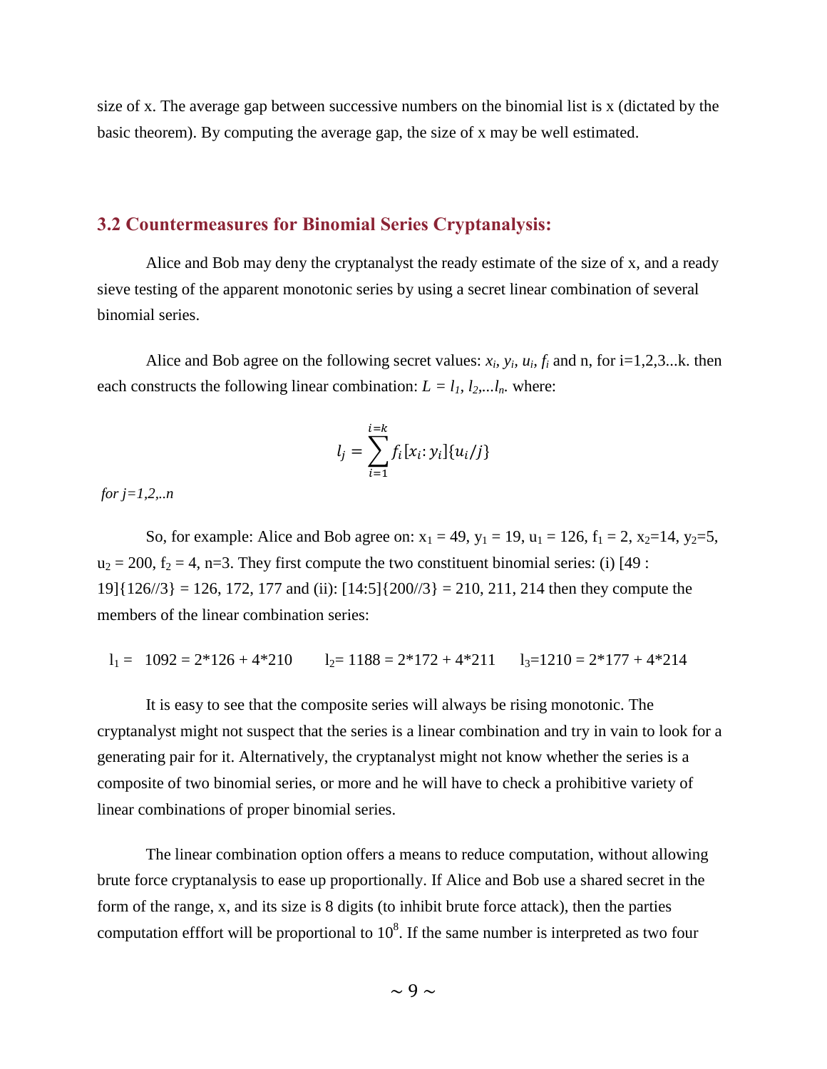size of x. The average gap between successive numbers on the binomial list is x (dictated by the basic theorem). By computing the average gap, the size of x may be well estimated.

## 3.2 Countermeasures for Binomial Series Cryptanalysis:

Alice and Bob may deny the cryptanalyst the ready estimate of the size of x, and a ready sieve testing of the apparent monotonic series by using a secret linear combination of several binomial series.

Alice and Bob agree on the following secret values: $x_i$, $y_i$, $u_i$, $f_i$ and n, for i=1,2,3...k. then each constructs the following linear combination: $L = l_1, l_2,...l_n$. where:

$$l_j = \sum_{i=1}^{i=k} f_i [x_i : y_i]\{u_i / j\}$$

*for j=1,2,..n*

So, for example: Alice and Bob agree on: $x_1 = 49$, $y_1 = 19$, $u_1 = 126$, $f_1 = 2$, $x_2=14$, $y_2=5$, $u_2 = 200$, $f_2 = 4$, n=3. They first compute the two constituent binomial series: (i) [49 : 19]{126//3} = 126, 172, 177 and (ii): [14:5]{200//3} = 210, 211, 214 then they compute the members of the linear combination series:

$l_1 =$ 1092 = 2*126 + 4*210 $l_2=$ 1188 = 2*172 + 4*211 $l_3=$1210 = 2*177 + 4*214

It is easy to see that the composite series will always be rising monotonic. The cryptanalyst might not suspect that the series is a linear combination and try in vain to look for a generating pair for it. Alternatively, the cryptanalyst might not know whether the series is a composite of two binomial series, or more and he will have to check a prohibitive variety of linear combinations of proper binomial series.

The linear combination option offers a means to reduce computation, without allowing brute force cryptanalysis to ease up proportionally. If Alice and Bob use a shared secret in the form of the range, x, and its size is 8 digits (to inhibit brute force attack), then the parties computation efffort will be proportional to $10^8$. If the same number is interpreted as two four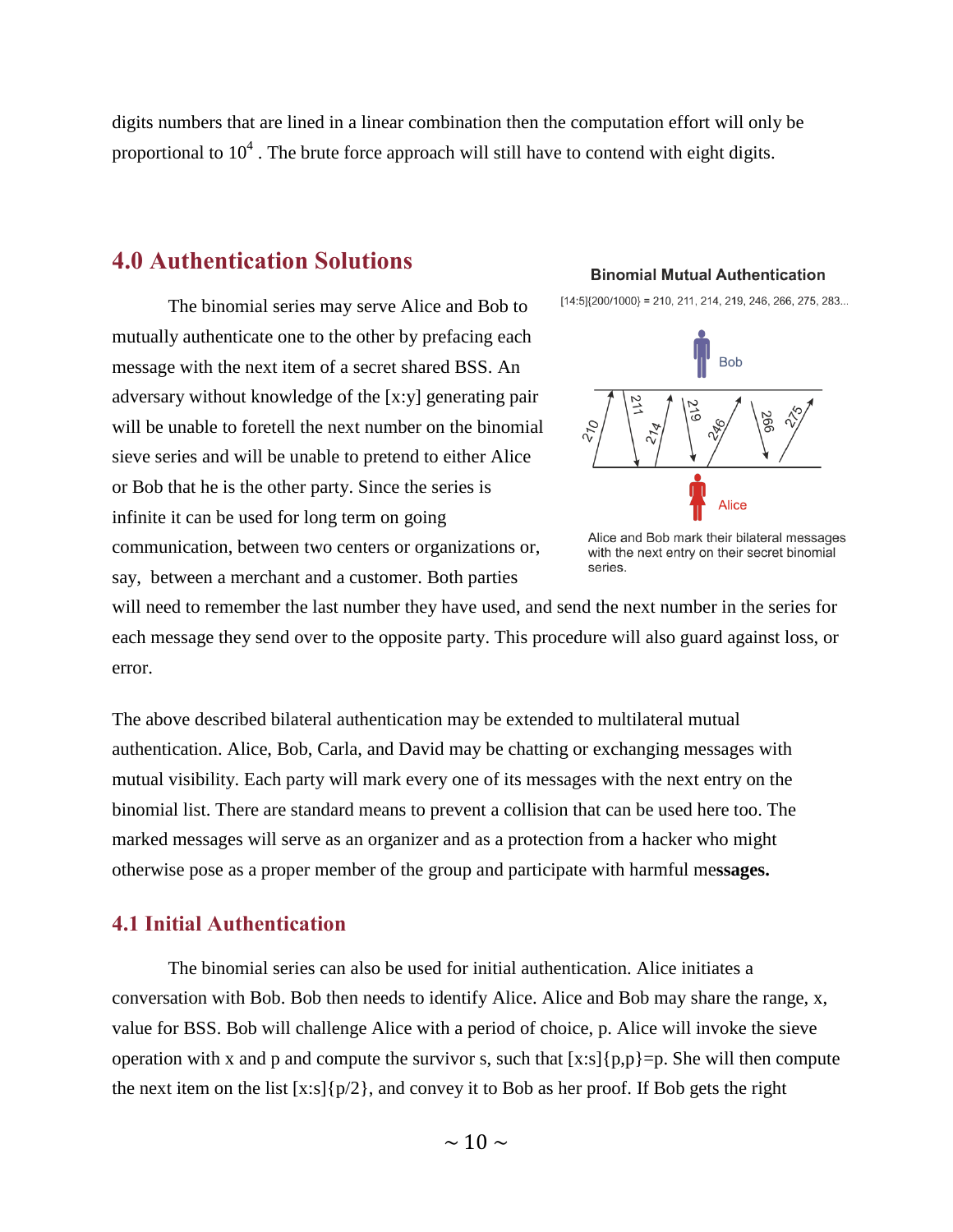digits numbers that are lined in a linear combination then the computation effort will only be proportional to $10^4$ . The brute force approach will still have to contend with eight digits.

## 4.0 Authentication Solutions

The binomial series may serve Alice and Bob to mutually authenticate one to the other by prefacing each message with the next item of a secret shared BSS. An adversary without knowledge of the [x:y] generating pair will be unable to foretell the next number on the binomial sieve series and will be unable to pretend to either Alice or Bob that he is the other party. Since the series is infinite it can be used for long term on going communication, between two centers or organizations or, say, between a merchant and a customer. Both parties will need to remember the last number they have used, and send the next number in the series for each message they send over to the opposite party. This procedure will also guard against loss, or error.

**Binomial Mutual Authentication**

[14:5]{200/1000} = 210, 211, 214, 219, 246, 266, 275, 283...

Alice and Bob mark their bilateral messages with the next entry on their secret binomial series.

The above described bilateral authentication may be extended to multilateral mutual authentication. Alice, Bob, Carla, and David may be chatting or exchanging messages with mutual visibility. Each party will mark every one of its messages with the next entry on the binomial list. There are standard means to prevent a collision that can be used here too. The marked messages will serve as an organizer and as a protection from a hacker who might otherwise pose as a proper member of the group and participate with harmful me**ssages.**

### 4.1 Initial Authentication

The binomial series can also be used for initial authentication. Alice initiates a conversation with Bob. Bob then needs to identify Alice. Alice and Bob may share the range, x, value for BSS. Bob will challenge Alice with a period of choice, p. Alice will invoke the sieve operation with x and p and compute the survivor s, such that [x:s]{p,p}=p. She will then compute the next item on the list [x:s]{p/2}, and convey it to Bob as her proof. If Bob gets the right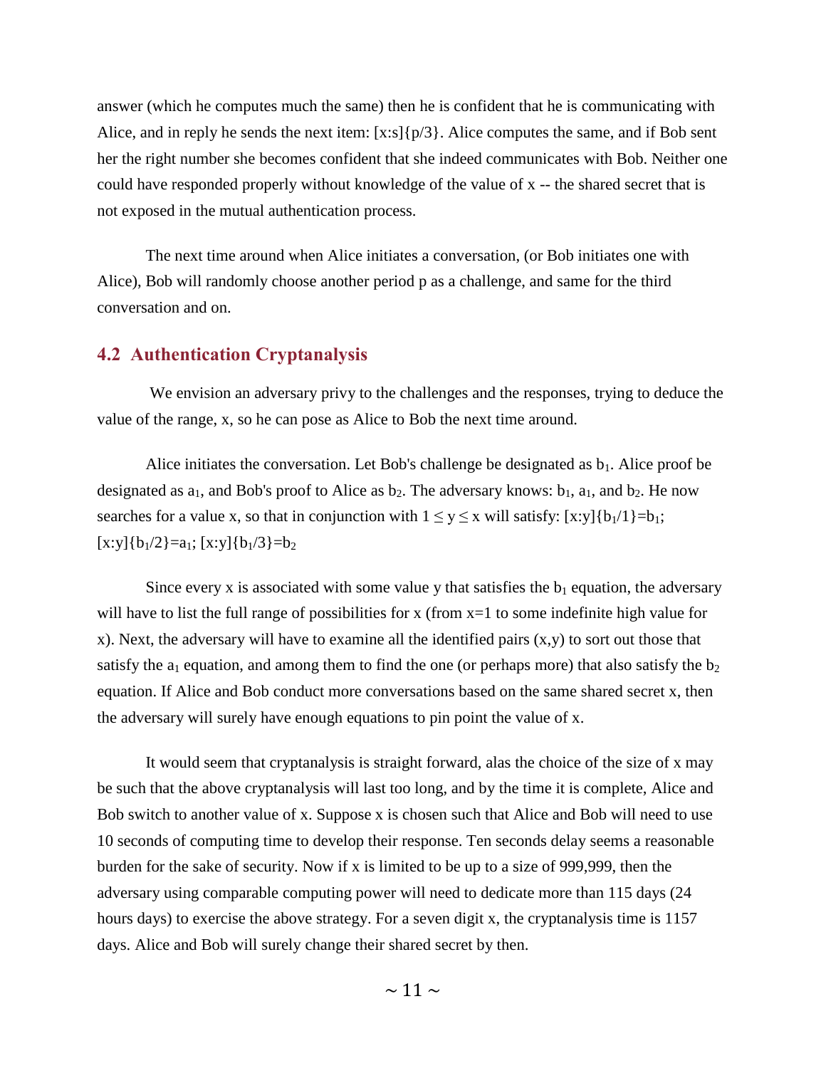answer (which he computes much the same) then he is confident that he is communicating with Alice, and in reply he sends the next item: [x:s]{p/3}. Alice computes the same, and if Bob sent her the right number she becomes confident that she indeed communicates with Bob. Neither one could have responded properly without knowledge of the value of x -- the shared secret that is not exposed in the mutual authentication process.

The next time around when Alice initiates a conversation, (or Bob initiates one with Alice), Bob will randomly choose another period p as a challenge, and same for the third conversation and on.

## 4.2 Authentication Cryptanalysis

We envision an adversary privy to the challenges and the responses, trying to deduce the value of the range, x, so he can pose as Alice to Bob the next time around.

Alice initiates the conversation. Let Bob's challenge be designated as $b_1$. Alice proof be designated as $a_1$, and Bob's proof to Alice as $b_2$. The adversary knows: $b_1$, $a_1$, and $b_2$. He now searches for a value x, so that in conjunction with $1 \leq y \leq x$ will satisfy: $[x:y]\{b_1/1\}=b_1$; $[x:y]\{b_1/2\}=a_1$; $[x:y]\{b_1/3\}=b_2$

Since every x is associated with some value y that satisfies the $b_1$ equation, the adversary will have to list the full range of possibilities for x (from x=1 to some indefinite high value for x). Next, the adversary will have to examine all the identified pairs (x,y) to sort out those that satisfy the $a_1$ equation, and among them to find the one (or perhaps more) that also satisfy the $b_2$ equation. If Alice and Bob conduct more conversations based on the same shared secret x, then the adversary will surely have enough equations to pin point the value of x.

It would seem that cryptanalysis is straight forward, alas the choice of the size of x may be such that the above cryptanalysis will last too long, and by the time it is complete, Alice and Bob switch to another value of x. Suppose x is chosen such that Alice and Bob will need to use 10 seconds of computing time to develop their response. Ten seconds delay seems a reasonable burden for the sake of security. Now if x is limited to be up to a size of 999,999, then the adversary using comparable computing power will need to dedicate more than 115 days (24 hours days) to exercise the above strategy. For a seven digit x, the cryptanalysis time is 1157 days. Alice and Bob will surely change their shared secret by then.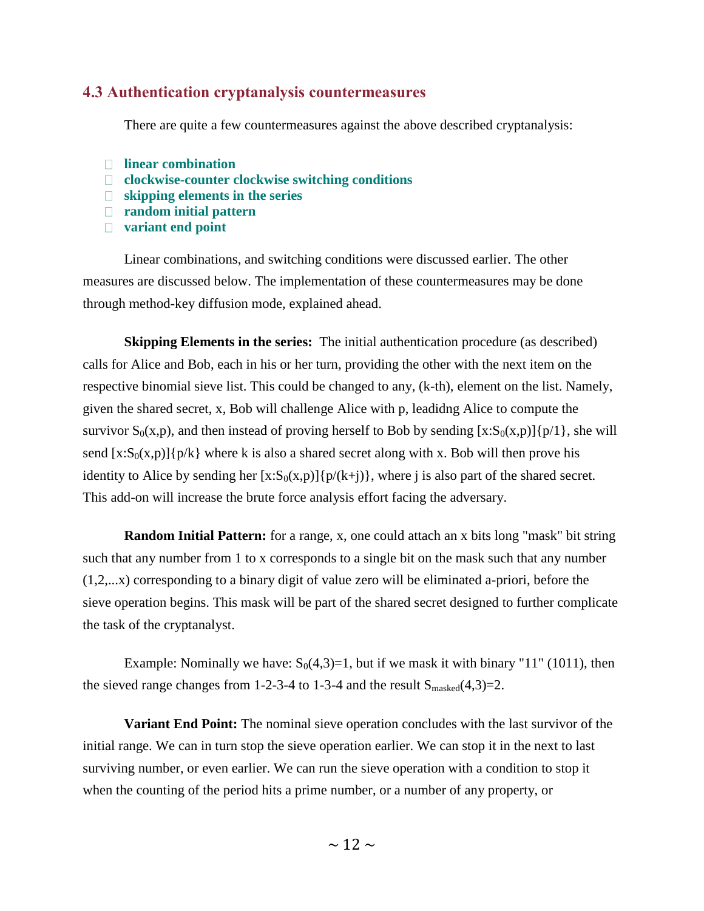### 4.3 Authentication cryptanalysis countermeasures

There are quite a few countermeasures against the above described cryptanalysis:

- **linear combination**
- **clockwise-counter clockwise switching conditions**
- **skipping elements in the series**
- **random initial pattern**
- **variant end point**

Linear combinations, and switching conditions were discussed earlier. The other measures are discussed below. The implementation of these countermeasures may be done through method-key diffusion mode, explained ahead.

**Skipping Elements in the series:** The initial authentication procedure (as described) calls for Alice and Bob, each in his or her turn, providing the other with the next item on the respective binomial sieve list. This could be changed to any, (k-th), element on the list. Namely, given the shared secret, x, Bob will challenge Alice with p, leadidng Alice to compute the survivor $S_0(x,p)$, and then instead of proving herself to Bob by sending $[x:S_0(x,p)]\{p/1\}$, she will send $[x:S_0(x,p)]\{p/k\}$ where k is also a shared secret along with x. Bob will then prove his identity to Alice by sending her $[x:S_0(x,p)]\{p/(k+j)\}$, where j is also part of the shared secret. This add-on will increase the brute force analysis effort facing the adversary.

**Random Initial Pattern:** for a range, x, one could attach an x bits long "mask" bit string such that any number from 1 to x corresponds to a single bit on the mask such that any number (1,2,...x) corresponding to a binary digit of value zero will be eliminated a-priori, before the sieve operation begins. This mask will be part of the shared secret designed to further complicate the task of the cryptanalyst.

Example: Nominally we have: $S_0(4,3)=1$, but if we mask it with binary "11" (1011), then the sieved range changes from 1-2-3-4 to 1-3-4 and the result $S_{masked}(4,3)=2$.

**Variant End Point:** The nominal sieve operation concludes with the last survivor of the initial range. We can in turn stop the sieve operation earlier. We can stop it in the next to last surviving number, or even earlier. We can run the sieve operation with a condition to stop it when the counting of the period hits a prime number, or a number of any property, or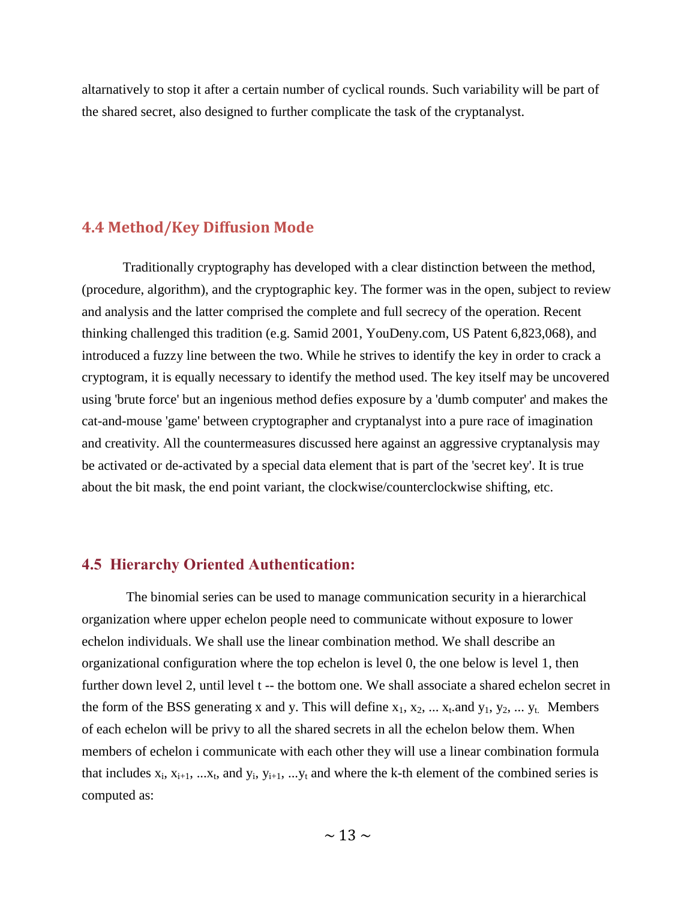altarnatively to stop it after a certain number of cyclical rounds. Such variability will be part of the shared secret, also designed to further complicate the task of the cryptanalyst.

## 4.4 Method/Key Diffusion Mode

Traditionally cryptography has developed with a clear distinction between the method, (procedure, algorithm), and the cryptographic key. The former was in the open, subject to review and analysis and the latter comprised the complete and full secrecy of the operation. Recent thinking challenged this tradition (e.g. Samid 2001, YouDeny.com, US Patent 6,823,068), and introduced a fuzzy line between the two. While he strives to identify the key in order to crack a cryptogram, it is equally necessary to identify the method used. The key itself may be uncovered using 'brute force' but an ingenious method defies exposure by a 'dumb computer' and makes the cat-and-mouse 'game' between cryptographer and cryptanalyst into a pure race of imagination and creativity. All the countermeasures discussed here against an aggressive cryptanalysis may be activated or de-activated by a special data element that is part of the 'secret key'. It is true about the bit mask, the end point variant, the clockwise/counterclockwise shifting, etc.

## 4.5 Hierarchy Oriented Authentication:

The binomial series can be used to manage communication security in a hierarchical organization where upper echelon people need to communicate without exposure to lower echelon individuals. We shall use the linear combination method. We shall describe an organizational configuration where the top echelon is level 0, the one below is level 1, then further down level 2, until level t -- the bottom one. We shall associate a shared echelon secret in the form of the BSS generating x and y. This will define $x_1, x_2, \ldots x_t$.and $y_1, y_2, \ldots y_t$. Members of each echelon will be privy to all the shared secrets in all the echelon below them. When members of echelon i communicate with each other they will use a linear combination formula that includes $x_i, x_{i+1}, \ldots x_t$, and $y_i, y_{i+1}, \ldots y_t$ and where the k-th element of the combined series is computed as: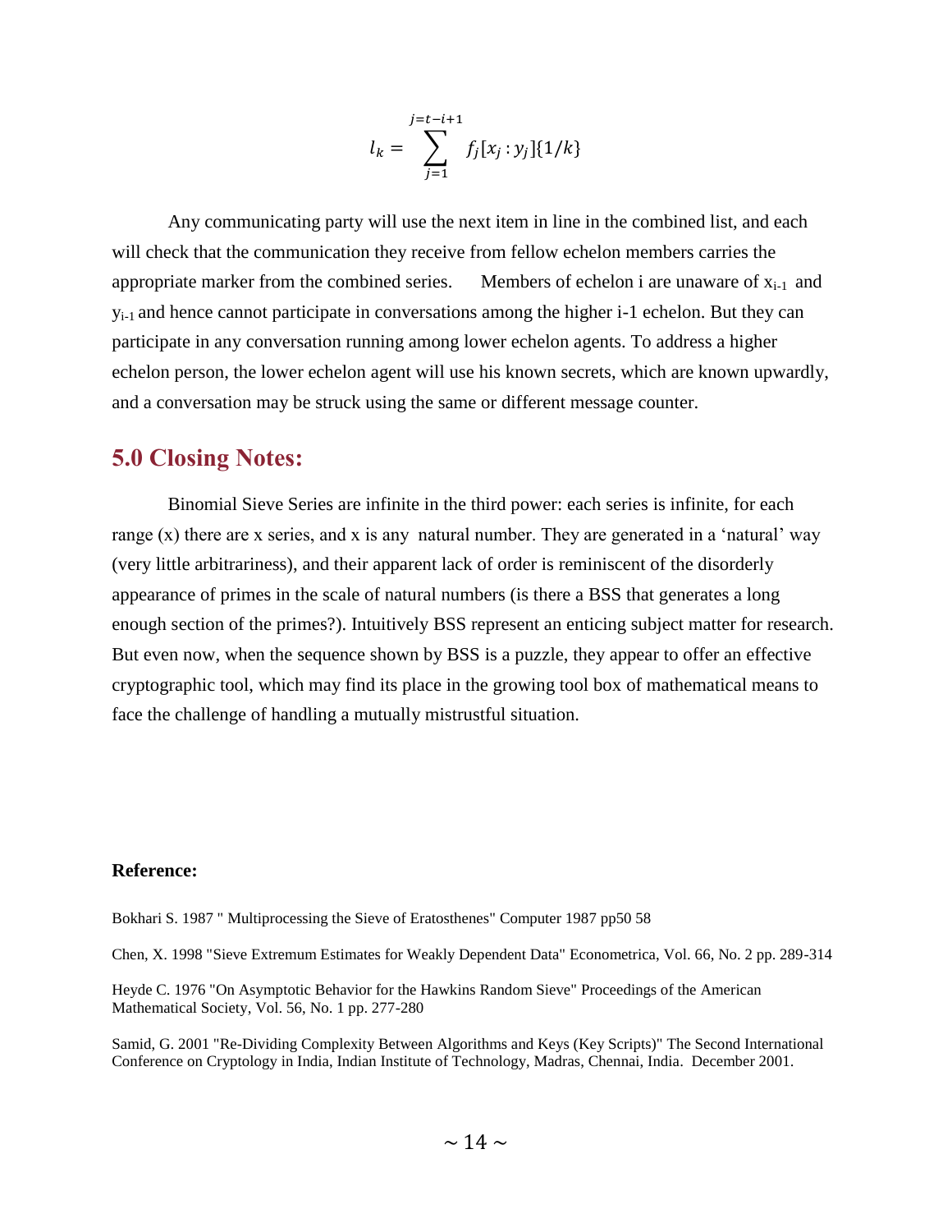$$l_k = \sum_{j=1}^{j=t-i+1} f_j[x_j : y_j]\{1/k\}$$

Any communicating party will use the next item in line in the combined list, and each will check that the communication they receive from fellow echelon members carries the appropriate marker from the combined series. Members of echelon i are unaware of $x_{i-1}$ and $y_{i-1}$ and hence cannot participate in conversations among the higher i-1 echelon. But they can participate in any conversation running among lower echelon agents. To address a higher echelon person, the lower echelon agent will use his known secrets, which are known upwardly, and a conversation may be struck using the same or different message counter.

## 5.0 Closing Notes:

Binomial Sieve Series are infinite in the third power: each series is infinite, for each range (x) there are x series, and x is any natural number. They are generated in a 'natural' way (very little arbitrariness), and their apparent lack of order is reminiscent of the disorderly appearance of primes in the scale of natural numbers (is there a BSS that generates a long enough section of the primes?). Intuitively BSS represent an enticing subject matter for research. But even now, when the sequence shown by BSS is a puzzle, they appear to offer an effective cryptographic tool, which may find its place in the growing tool box of mathematical means to face the challenge of handling a mutually mistrustful situation.

**Reference:**

Bokhari S. 1987 " Multiprocessing the Sieve of Eratosthenes" Computer 1987 pp50 58

Chen, X. 1998 "Sieve Extremum Estimates for Weakly Dependent Data" Econometrica, Vol. 66, No. 2 pp. 289-314

Heyde C. 1976 "On Asymptotic Behavior for the Hawkins Random Sieve" Proceedings of the American Mathematical Society, Vol. 56, No. 1 pp. 277-280

Samid, G. 2001 "Re-Dividing Complexity Between Algorithms and Keys (Key Scripts)" The Second International Conference on Cryptology in India, Indian Institute of Technology, Madras, Chennai, India. December 2001.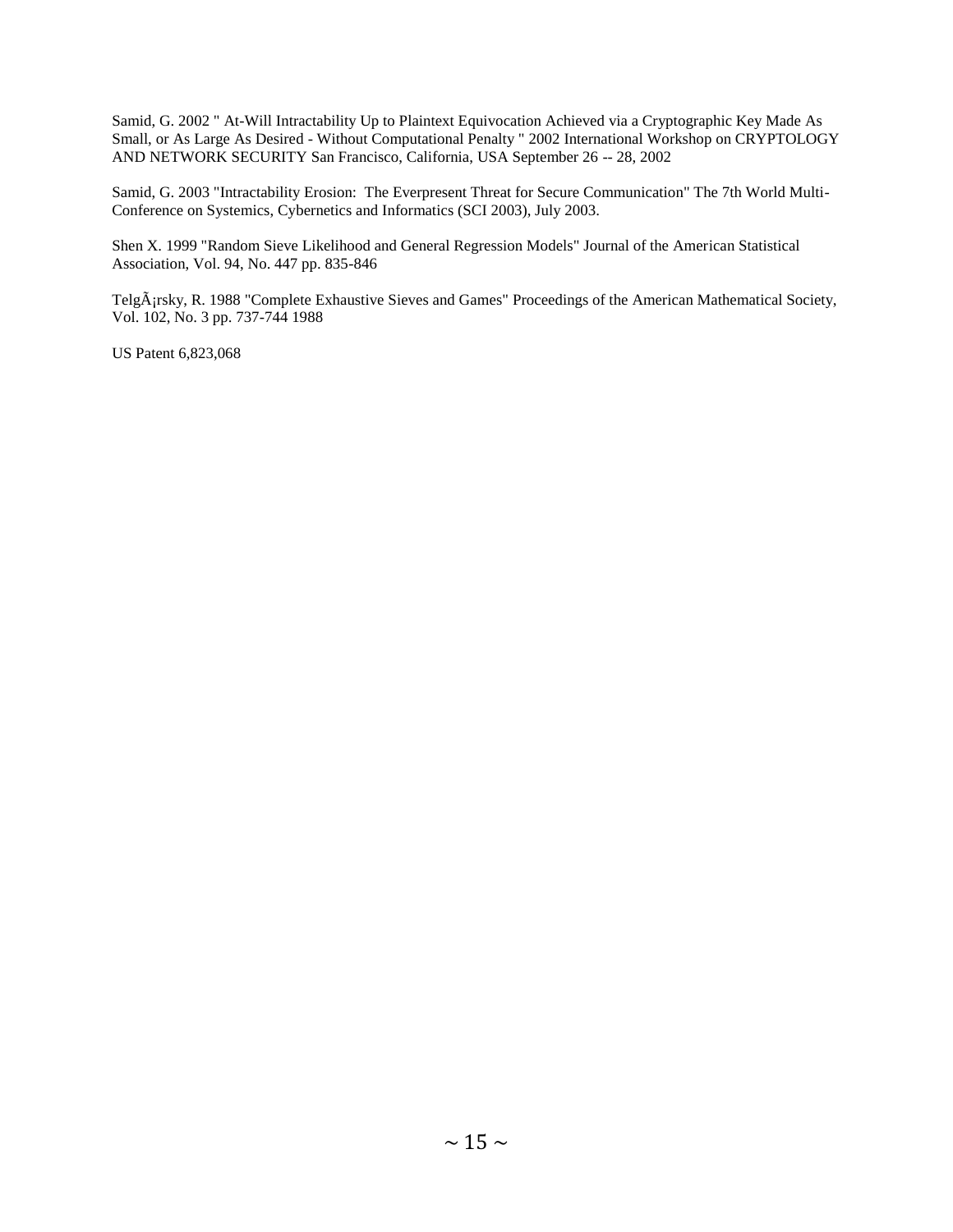Samid, G. 2002 " At-Will Intractability Up to Plaintext Equivocation Achieved via a Cryptographic Key Made As Small, or As Large As Desired - Without Computational Penalty " 2002 International Workshop on CRYPTOLOGY AND NETWORK SECURITY San Francisco, California, USA September 26 -- 28, 2002

Samid, G. 2003 "Intractability Erosion: The Everpresent Threat for Secure Communication" The 7th World Multi-Conference on Systemics, Cybernetics and Informatics (SCI 2003), July 2003.

Shen X. 1999 "Random Sieve Likelihood and General Regression Models" Journal of the American Statistical Association, Vol. 94, No. 447 pp. 835-846

TelgÃ¡rsky, R. 1988 "Complete Exhaustive Sieves and Games" Proceedings of the American Mathematical Society, Vol. 102, No. 3 pp. 737-744 1988

US Patent 6,823,068